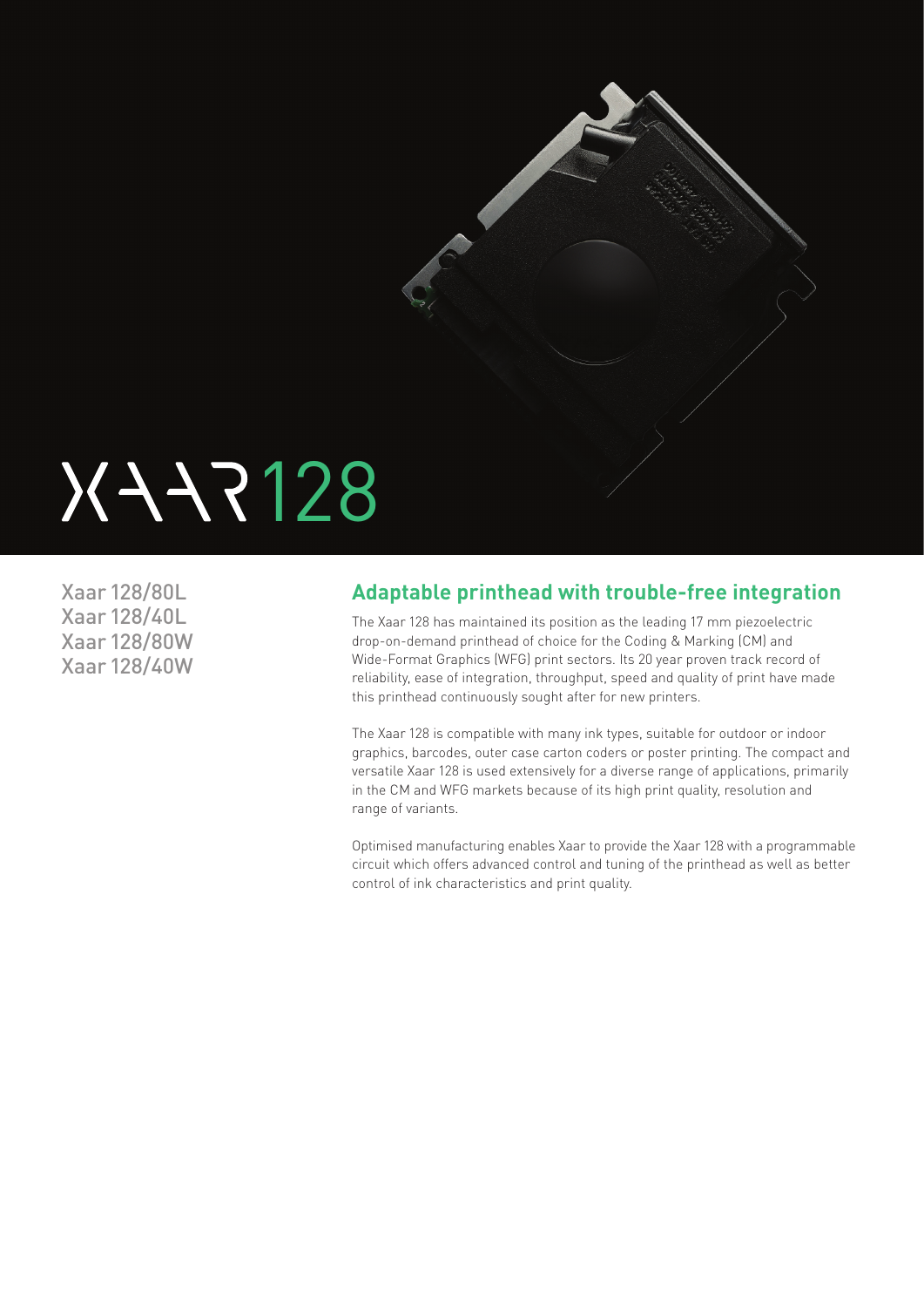# XAAR 128

Xaar 128/80L
Xaar 128/40L
Xaar 128/80W
Xaar 128/40W

## Adaptable printhead with trouble-free integration

The Xaar 128 has maintained its position as the leading 17 mm piezoelectric drop-on-demand printhead of choice for the Coding & Marking (CM) and Wide-Format Graphics (WFG) print sectors. Its 20 year proven track record of reliability, ease of integration, throughput, speed and quality of print have made this printhead continuously sought after for new printers.

The Xaar 128 is compatible with many ink types, suitable for outdoor or indoor graphics, barcodes, outer case carton coders or poster printing. The compact and versatile Xaar 128 is used extensively for a diverse range of applications, primarily in the CM and WFG markets because of its high print quality, resolution and range of variants.

Optimised manufacturing enables Xaar to provide the Xaar 128 with a programmable circuit which offers advanced control and tuning of the printhead as well as better control of ink characteristics and print quality.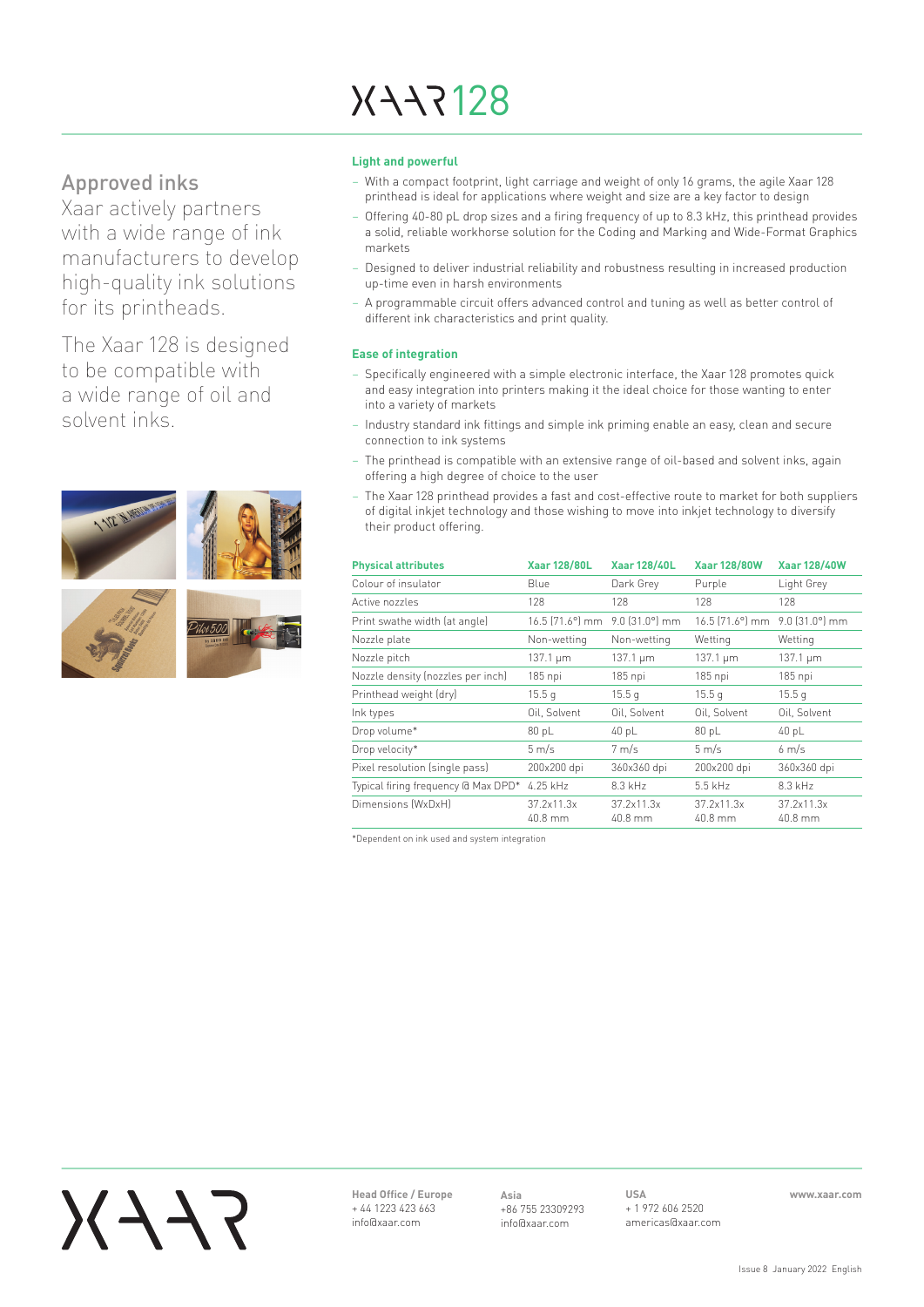# XAAR 128

## Approved inks

Xaar actively partners with a wide range of ink manufacturers to develop high-quality ink solutions for its printheads.

The Xaar 128 is designed to be compatible with a wide range of oil and solvent inks.

### Light and powerful

- With a compact footprint, light carriage and weight of only 16 grams, the agile Xaar 128 printhead is ideal for applications where weight and size are a key factor to design
- Offering 40-80 pL drop sizes and a firing frequency of up to 8.3 kHz, this printhead provides a solid, reliable workhorse solution for the Coding and Marking and Wide-Format Graphics markets
- Designed to deliver industrial reliability and robustness resulting in increased production up-time even in harsh environments
- A programmable circuit offers advanced control and tuning as well as better control of different ink characteristics and print quality.

### Ease of integration

- Specifically engineered with a simple electronic interface, the Xaar 128 promotes quick and easy integration into printers making it the ideal choice for those wanting to enter into a variety of markets
- Industry standard ink fittings and simple ink priming enable an easy, clean and secure connection to ink systems
- The printhead is compatible with an extensive range of oil-based and solvent inks, again offering a high degree of choice to the user
- The Xaar 128 printhead provides a fast and cost-effective route to market for both suppliers of digital inkjet technology and those wishing to move into inkjet technology to diversify their product offering.

| Physical attributes | Xaar 128/80L | Xaar 128/40L | Xaar 128/80W | Xaar 128/40W |
|---|---|---|---|---|
| Colour of insulator | Blue | Dark Grey | Purple | Light Grey |
| Active nozzles | 128 | 128 | 128 | 128 |
| Print swathe width (at angle) | 16.5 (71.6°) mm | 9.0 (31.0°) mm | 16.5 (71.6°) mm | 9.0 (31.0°) mm |
| Nozzle plate | Non-wetting | Non-wetting | Wetting | Wetting |
| Nozzle pitch | 137.1 µm | 137.1 µm | 137.1 µm | 137.1 µm |
| Nozzle density (nozzles per inch) | 185 npi | 185 npi | 185 npi | 185 npi |
| Printhead weight (dry) | 15.5 g | 15.5 g | 15.5 g | 15.5 g |
| Ink types | Oil, Solvent | Oil, Solvent | Oil, Solvent | Oil, Solvent |
| Drop volume* | 80 pL | 40 pL | 80 pL | 40 pL |
| Drop velocity* | 5 m/s | 7 m/s | 5 m/s | 6 m/s |
| Pixel resolution (single pass) | 200x200 dpi | 360x360 dpi | 200x200 dpi | 360x360 dpi |
| Typical firing frequency @ Max DPD* | 4.25 kHz | 8.3 kHz | 5.5 kHz | 8.3 kHz |
| Dimensions (WxDxH) | 37.2x11.3x 40.8 mm | 37.2x11.3x 40.8 mm | 37.2x11.3x 40.8 mm | 37.2x11.3x 40.8 mm |

*Dependent on ink used and system integration

XAAR

**Head Office / Europe**
+ 44 1223 423 663
info@xaar.com

**Asia**
+86 755 23309293
info@xaar.com

**USA**
+ 1 972 606 2520
americas@xaar.com

**www.xaar.com**

Issue 8 January 2022 English